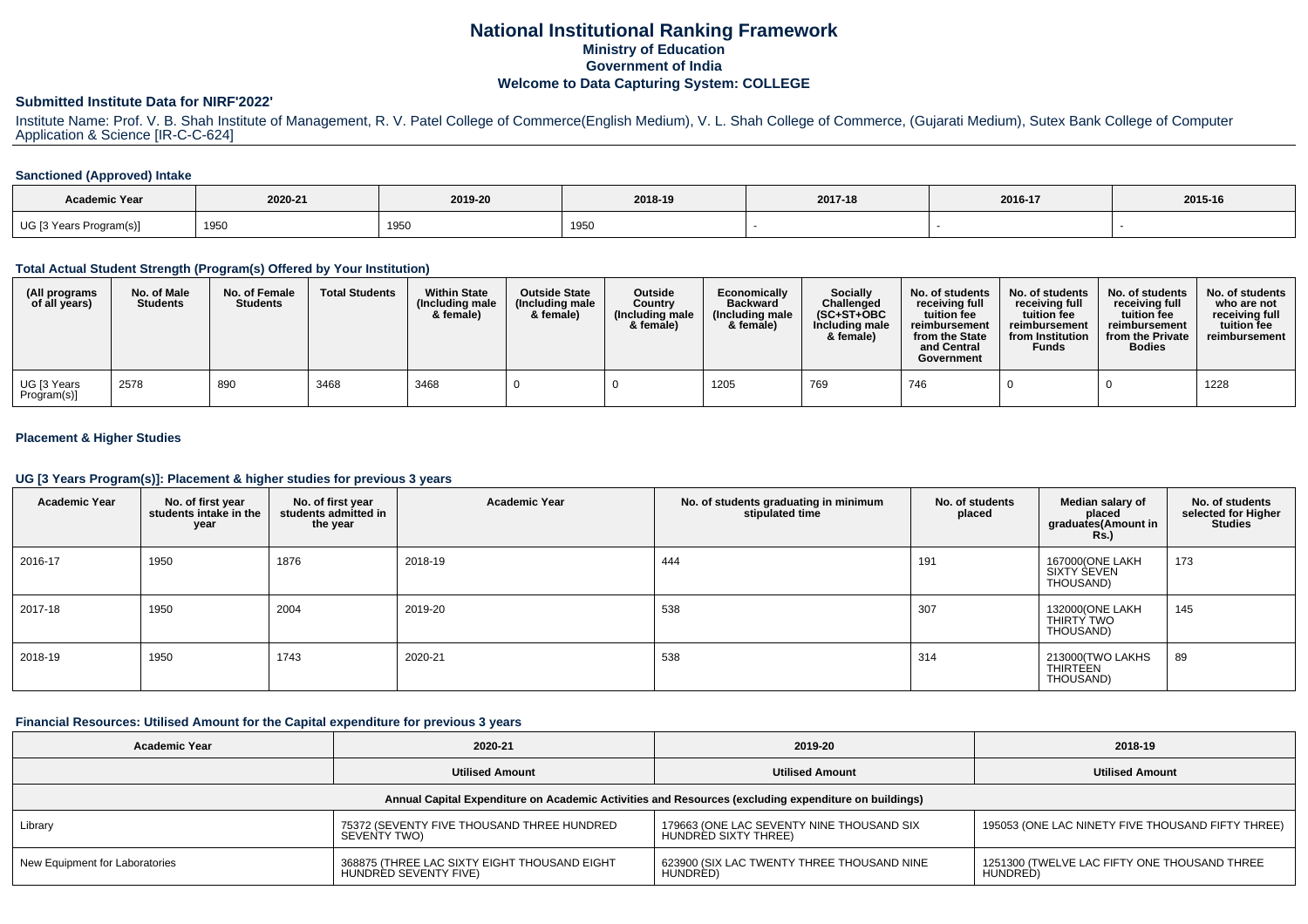# National Institutional Ranking Framework
## Ministry of Education
## Government of India
## Welcome to Data Capturing System: COLLEGE

### Submitted Institute Data for NIRF'2022'

Institute Name: Prof. V. B. Shah Institute of Management, R. V. Patel College of Commerce(English Medium), V. L. Shah College of Commerce, (Gujarati Medium), Sutex Bank College of Computer Application & Science [IR-C-C-624]

#### Sanctioned (Approved) Intake

| Academic Year | 2020-21 | 2019-20 | 2018-19 | 2017-18 | 2016-17 | 2015-16 |
|---|---|---|---|---|---|---|
| UG [3 Years Program(s)] | 1950 | 1950 | 1950 | - | - | - |

#### Total Actual Student Strength (Program(s) Offered by Your Institution)

| (All programs of all years) | No. of Male Students | No. of Female Students | Total Students | Within State (Including male & female) | Outside State (Including male & female) | Outside Country (Including male & female) | Economically Backward (Including male & female) | Socially Challenged (SC+ST+OBC Including male & female) | No. of students receiving full tuition fee reimbursement from the State and Central Government | No. of students receiving full tuition fee reimbursement from Institution Funds | No. of students receiving full tuition fee reimbursement from the Private Bodies | No. of students who are not receiving full tuition fee reimbursement |
|---|---|---|---|---|---|---|---|---|---|---|---|---|
| UG [3 Years Program(s)] | 2578 | 890 | 3468 | 3468 | 0 | 0 | 1205 | 769 | 746 | 0 | 0 | 1228 |

#### Placement & Higher Studies

#### UG [3 Years Program(s)]: Placement & higher studies for previous 3 years

| Academic Year | No. of first year students intake in the year | No. of first year students admitted in the year | Academic Year | No. of students graduating in minimum stipulated time | No. of students placed | Median salary of placed graduates(Amount in Rs.) | No. of students selected for Higher Studies |
|---|---|---|---|---|---|---|---|
| 2016-17 | 1950 | 1876 | 2018-19 | 444 | 191 | 167000(ONE LAKH SIXTY SEVEN THOUSAND) | 173 |
| 2017-18 | 1950 | 2004 | 2019-20 | 538 | 307 | 132000(ONE LAKH THIRTY TWO THOUSAND) | 145 |
| 2018-19 | 1950 | 1743 | 2020-21 | 538 | 314 | 213000(TWO LAKHS THIRTEEN THOUSAND) | 89 |

#### Financial Resources: Utilised Amount for the Capital expenditure for previous 3 years

| Academic Year | 2020-21 | 2019-20 | 2018-19 |
|---|---|---|---|
| | Utilised Amount | Utilised Amount | Utilised Amount |
| Annual Capital Expenditure on Academic Activities and Resources (excluding expenditure on buildings) | | | |
| Library | 75372 (SEVENTY FIVE THOUSAND THREE HUNDRED SEVENTY TWO) | 179663 (ONE LAC SEVENTY NINE THOUSAND SIX HUNDRED SIXTY THREE) | 195053 (ONE LAC NINETY FIVE THOUSAND FIFTY THREE) |
| New Equipment for Laboratories | 368875 (THREE LAC SIXTY EIGHT THOUSAND EIGHT HUNDRED SEVENTY FIVE) | 623900 (SIX LAC TWENTY THREE THOUSAND NINE HUNDRED) | 1251300 (TWELVE LAC FIFTY ONE THOUSAND THREE HUNDRED) |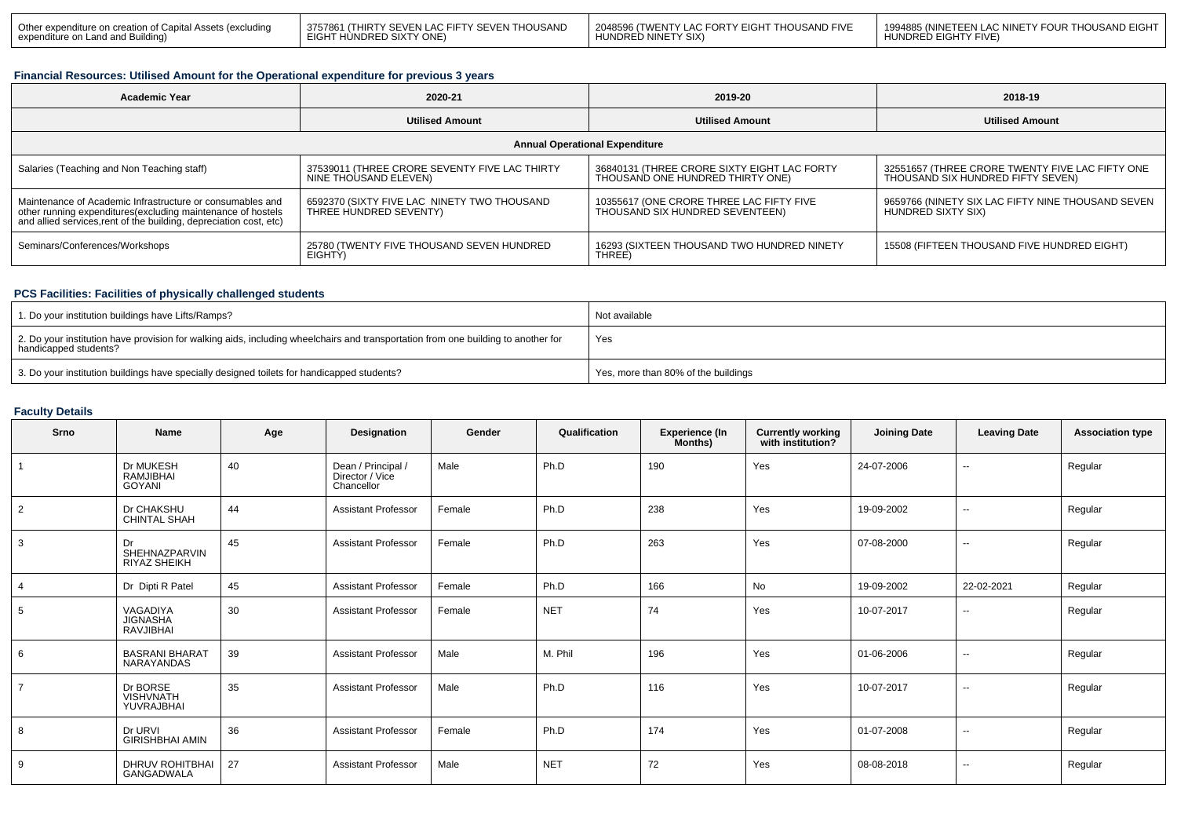| Other expenditure on creation of Capital Assets (excluding expenditure on Land and Building) | 3757861 (THIRTY SEVEN LAC FIFTY SEVEN THOUSAND EIGHT HUNDRED SIXTY ONE) | 2048596 (TWENTY LAC FORTY EIGHT THOUSAND FIVE HUNDRED NINETY SIX) | 1994885 (NINETEEN LAC NINETY FOUR THOUSAND EIGHT HUNDRED EIGHTY FIVE) |
|---|---|---|---|

### Financial Resources: Utilised Amount for the Operational expenditure for previous 3 years

| Academic Year | 2020-21 | 2019-20 | 2018-19 |
|---|---|---|---|
| | Utilised Amount | Utilised Amount | Utilised Amount |
| Annual Operational Expenditure | | | |
| Salaries (Teaching and Non Teaching staff) | 37539011 (THREE CRORE SEVENTY FIVE LAC THIRTY NINE THOUSAND ELEVEN) | 36840131 (THREE CRORE SIXTY EIGHT LAC FORTY THOUSAND ONE HUNDRED THIRTY ONE) | 32551657 (THREE CRORE TWENTY FIVE LAC FIFTY ONE THOUSAND SIX HUNDRED FIFTY SEVEN) |
| Maintenance of Academic Infrastructure or consumables and other running expenditures(excluding maintenance of hostels and allied services,rent of the building, depreciation cost, etc) | 6592370 (SIXTY FIVE LAC NINETY TWO THOUSAND THREE HUNDRED SEVENTY) | 10355617 (ONE CRORE THREE LAC FIFTY FIVE THOUSAND SIX HUNDRED SEVENTEEN) | 9659766 (NINETY SIX LAC FIFTY NINE THOUSAND SEVEN HUNDRED SIXTY SIX) |
| Seminars/Conferences/Workshops | 25780 (TWENTY FIVE THOUSAND SEVEN HUNDRED EIGHTY) | 16293 (SIXTEEN THOUSAND TWO HUNDRED NINETY THREE) | 15508 (FIFTEEN THOUSAND FIVE HUNDRED EIGHT) |

### PCS Facilities: Facilities of physically challenged students

| | |
|---|---|
| 1. Do your institution buildings have Lifts/Ramps? | Not available |
| 2. Do your institution have provision for walking aids, including wheelchairs and transportation from one building to another for handicapped students? | Yes |
| 3. Do your institution buildings have specially designed toilets for handicapped students? | Yes, more than 80% of the buildings |

### Faculty Details

| Srno | Name | Age | Designation | Gender | Qualification | Experience (In Months) | Currently working with institution? | Joining Date | Leaving Date | Association type |
|---|---|---|---|---|---|---|---|---|---|---|
| 1 | Dr MUKESH RAMJIBHAI GOYANI | 40 | Dean / Principal / Director / Vice Chancellor | Male | Ph.D | 190 | Yes | 24-07-2006 | -- | Regular |
| 2 | Dr CHAKSHU CHINTAL SHAH | 44 | Assistant Professor | Female | Ph.D | 238 | Yes | 19-09-2002 | -- | Regular |
| 3 | Dr SHEHNAZPARVIN RIYAZ SHEIKH | 45 | Assistant Professor | Female | Ph.D | 263 | Yes | 07-08-2000 | -- | Regular |
| 4 | Dr Dipti R Patel | 45 | Assistant Professor | Female | Ph.D | 166 | No | 19-09-2002 | 22-02-2021 | Regular |
| 5 | VAGADIYA JIGNASHA RAVJIBHAI | 30 | Assistant Professor | Female | NET | 74 | Yes | 10-07-2017 | -- | Regular |
| 6 | BASRANI BHARAT NARAYANDAS | 39 | Assistant Professor | Male | M. Phil | 196 | Yes | 01-06-2006 | -- | Regular |
| 7 | Dr BORSE VISHVNATH YUVRAJBHAI | 35 | Assistant Professor | Male | Ph.D | 116 | Yes | 10-07-2017 | -- | Regular |
| 8 | Dr URVI GIRISHBHAI AMIN | 36 | Assistant Professor | Female | Ph.D | 174 | Yes | 01-07-2008 | -- | Regular |
| 9 | DHRUV ROHITBHAI GANGADWALA | 27 | Assistant Professor | Male | NET | 72 | Yes | 08-08-2018 | -- | Regular |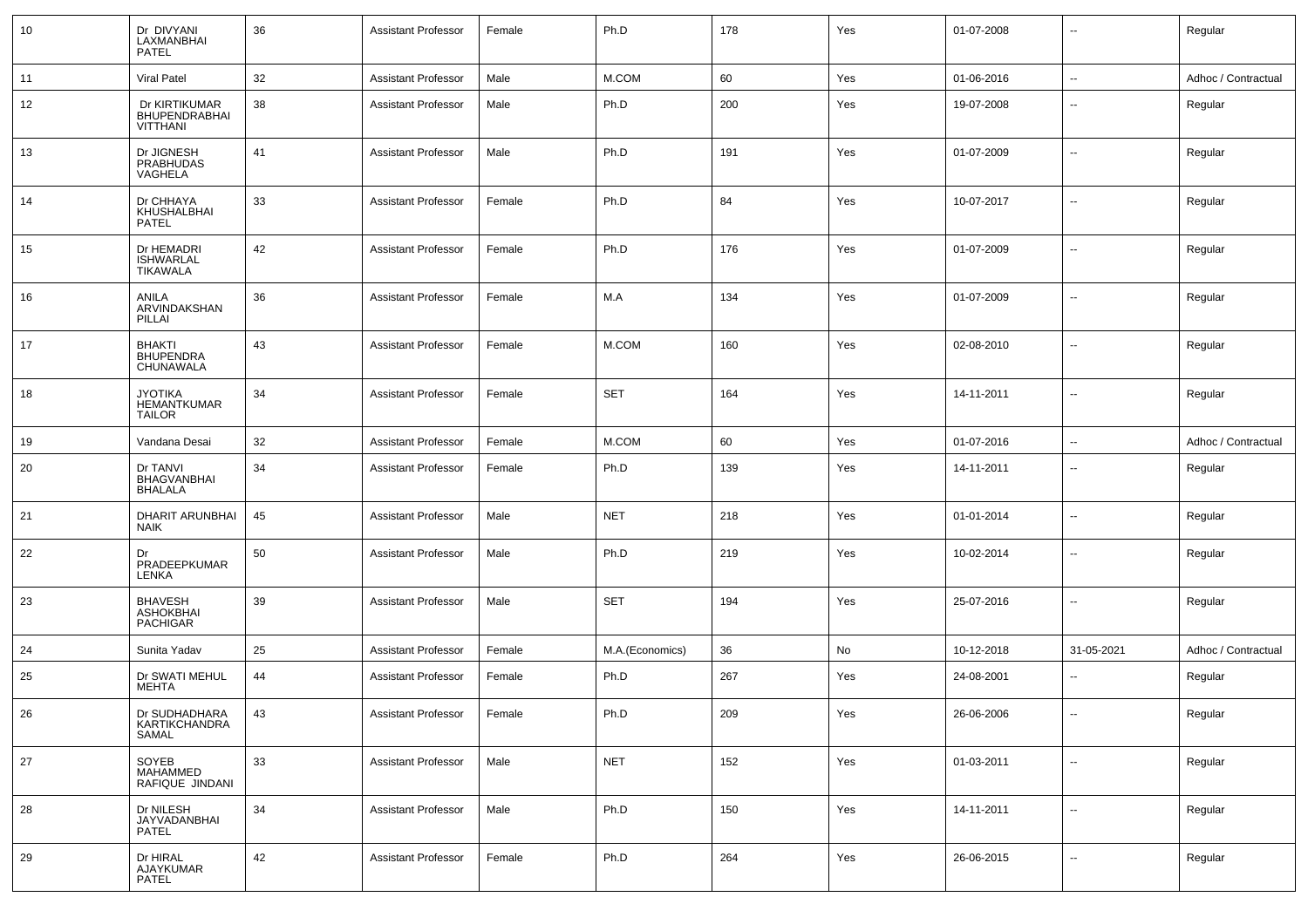| 10 | Dr DIVYANI LAXMANBHAI PATEL | 36 | Assistant Professor | Female | Ph.D | 178 | Yes | 01-07-2008 | -- | Regular |
|---|---|---|---|---|---|---|---|---|---|---|
| 11 | Viral Patel | 32 | Assistant Professor | Male | M.COM | 60 | Yes | 01-06-2016 | -- | Adhoc / Contractual |
| 12 | Dr KIRTIKUMAR BHUPENDRABHAI VITTHANI | 38 | Assistant Professor | Male | Ph.D | 200 | Yes | 19-07-2008 | -- | Regular |
| 13 | Dr JIGNESH PRABHUDAS VAGHELA | 41 | Assistant Professor | Male | Ph.D | 191 | Yes | 01-07-2009 | -- | Regular |
| 14 | Dr CHHAYA KHUSHALBHAI PATEL | 33 | Assistant Professor | Female | Ph.D | 84 | Yes | 10-07-2017 | -- | Regular |
| 15 | Dr HEMADRI ISHWARLAL TIKAWALA | 42 | Assistant Professor | Female | Ph.D | 176 | Yes | 01-07-2009 | -- | Regular |
| 16 | ANILA ARVINDAKSHAN PILLAI | 36 | Assistant Professor | Female | M.A | 134 | Yes | 01-07-2009 | -- | Regular |
| 17 | BHAKTI BHUPENDRA CHUNAWALA | 43 | Assistant Professor | Female | M.COM | 160 | Yes | 02-08-2010 | -- | Regular |
| 18 | JYOTIKA HEMANTKUMAR TAILOR | 34 | Assistant Professor | Female | SET | 164 | Yes | 14-11-2011 | -- | Regular |
| 19 | Vandana Desai | 32 | Assistant Professor | Female | M.COM | 60 | Yes | 01-07-2016 | -- | Adhoc / Contractual |
| 20 | Dr TANVI BHAGVANBHAI BHALALA | 34 | Assistant Professor | Female | Ph.D | 139 | Yes | 14-11-2011 | -- | Regular |
| 21 | DHARIT ARUNBHAI NAIK | 45 | Assistant Professor | Male | NET | 218 | Yes | 01-01-2014 | -- | Regular |
| 22 | Dr PRADEEPKUMAR LENKA | 50 | Assistant Professor | Male | Ph.D | 219 | Yes | 10-02-2014 | -- | Regular |
| 23 | BHAVESH ASHOKBHAI PACHIGAR | 39 | Assistant Professor | Male | SET | 194 | Yes | 25-07-2016 | -- | Regular |
| 24 | Sunita Yadav | 25 | Assistant Professor | Female | M.A.(Economics) | 36 | No | 10-12-2018 | 31-05-2021 | Adhoc / Contractual |
| 25 | Dr SWATI MEHUL MEHTA | 44 | Assistant Professor | Female | Ph.D | 267 | Yes | 24-08-2001 | -- | Regular |
| 26 | Dr SUDHADHARA KARTIKCHANDRA SAMAL | 43 | Assistant Professor | Female | Ph.D | 209 | Yes | 26-06-2006 | -- | Regular |
| 27 | SOYEB MAHAMMED RAFIQUE JINDANI | 33 | Assistant Professor | Male | NET | 152 | Yes | 01-03-2011 | -- | Regular |
| 28 | Dr NILESH JAYVADANBHAI PATEL | 34 | Assistant Professor | Male | Ph.D | 150 | Yes | 14-11-2011 | -- | Regular |
| 29 | Dr HIRAL AJAYKUMAR PATEL | 42 | Assistant Professor | Female | Ph.D | 264 | Yes | 26-06-2015 | -- | Regular |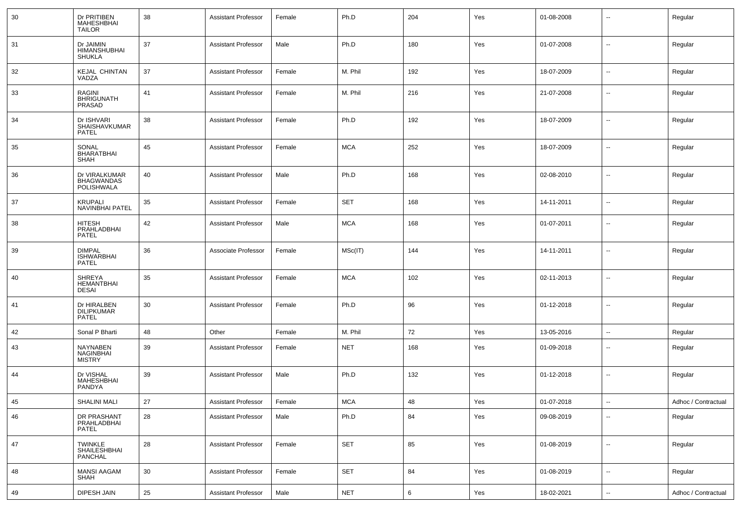| | | | | | | | | | | |
|---|---|---|---|---|---|---|---|---|---|---|
| 30 | Dr PRITIBEN MAHESHBHAI TAILOR | 38 | Assistant Professor | Female | Ph.D | 204 | Yes | 01-08-2008 | -- | Regular |
| 31 | Dr JAIMIN HIMANSHUBHAI SHUKLA | 37 | Assistant Professor | Male | Ph.D | 180 | Yes | 01-07-2008 | -- | Regular |
| 32 | KEJAL CHINTAN VADZA | 37 | Assistant Professor | Female | M. Phil | 192 | Yes | 18-07-2009 | -- | Regular |
| 33 | RAGINI BHRIGUNATH PRASAD | 41 | Assistant Professor | Female | M. Phil | 216 | Yes | 21-07-2008 | -- | Regular |
| 34 | Dr ISHVARI SHAISHAVKUMAR PATEL | 38 | Assistant Professor | Female | Ph.D | 192 | Yes | 18-07-2009 | -- | Regular |
| 35 | SONAL BHARATBHAI SHAH | 45 | Assistant Professor | Female | MCA | 252 | Yes | 18-07-2009 | -- | Regular |
| 36 | Dr VIRALKUMAR BHAGWANDAS POLISHWALA | 40 | Assistant Professor | Male | Ph.D | 168 | Yes | 02-08-2010 | -- | Regular |
| 37 | KRUPALI NAVINBHAI PATEL | 35 | Assistant Professor | Female | SET | 168 | Yes | 14-11-2011 | -- | Regular |
| 38 | HITESH PRAHLADBHAI PATEL | 42 | Assistant Professor | Male | MCA | 168 | Yes | 01-07-2011 | -- | Regular |
| 39 | DIMPAL ISHWARBHAI PATEL | 36 | Associate Professor | Female | MSc(IT) | 144 | Yes | 14-11-2011 | -- | Regular |
| 40 | SHREYA HEMANTBHAI DESAI | 35 | Assistant Professor | Female | MCA | 102 | Yes | 02-11-2013 | -- | Regular |
| 41 | Dr HIRALBEN DILIPKUMAR PATEL | 30 | Assistant Professor | Female | Ph.D | 96 | Yes | 01-12-2018 | -- | Regular |
| 42 | Sonal P Bharti | 48 | Other | Female | M. Phil | 72 | Yes | 13-05-2016 | -- | Regular |
| 43 | NAYNABEN NAGINBHAI MISTRY | 39 | Assistant Professor | Female | NET | 168 | Yes | 01-09-2018 | -- | Regular |
| 44 | Dr VISHAL MAHESHBHAI PANDYA | 39 | Assistant Professor | Male | Ph.D | 132 | Yes | 01-12-2018 | -- | Regular |
| 45 | SHALINI MALI | 27 | Assistant Professor | Female | MCA | 48 | Yes | 01-07-2018 | -- | Adhoc / Contractual |
| 46 | DR PRASHANT PRAHLADBHAI PATEL | 28 | Assistant Professor | Male | Ph.D | 84 | Yes | 09-08-2019 | -- | Regular |
| 47 | TWINKLE SHAILESHBHAI PANCHAL | 28 | Assistant Professor | Female | SET | 85 | Yes | 01-08-2019 | -- | Regular |
| 48 | MANSI AAGAM SHAH | 30 | Assistant Professor | Female | SET | 84 | Yes | 01-08-2019 | -- | Regular |
| 49 | DIPESH JAIN | 25 | Assistant Professor | Male | NET | 6 | Yes | 18-02-2021 | -- | Adhoc / Contractual |